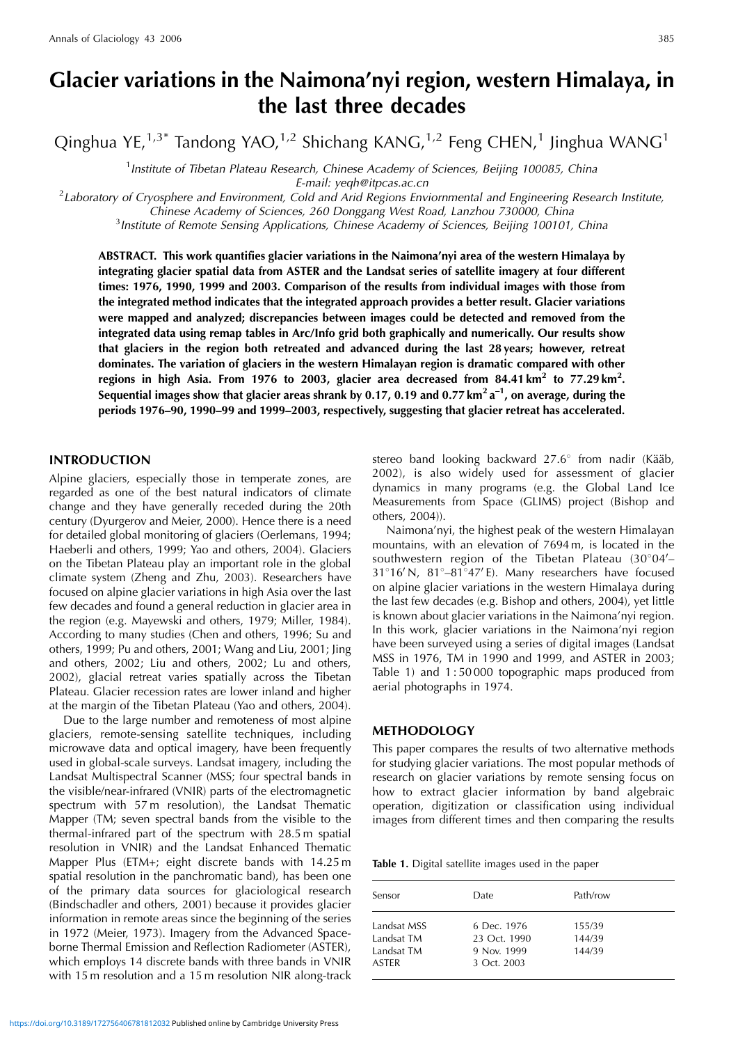# Glacier variations in the Naimona'nyi region, western Himalaya, in the last three decades

Qinghua YE,[1,3*] Tandong YAO,[1,2] Shichang KANG,[1,2] Feng CHEN,[1] Jinghua WANG[1]

[1] *Institute of Tibetan Plateau Research, Chinese Academy of Sciences, Beijing 100085, China*
*E-mail: yeqh@itpcas.ac.cn*
[2] *Laboratory of Cryosphere and Environment, Cold and Arid Regions Enviornmental and Engineering Research Institute, Chinese Academy of Sciences, 260 Donggang West Road, Lanzhou 730000, China*
[3] *Institute of Remote Sensing Applications, Chinese Academy of Sciences, Beijing 100101, China*

**ABSTRACT. This work quantifies glacier variations in the Naimona'nyi area of the western Himalaya by integrating glacier spatial data from ASTER and the Landsat series of satellite imagery at four different times: 1976, 1990, 1999 and 2003. Comparison of the results from individual images with those from the integrated method indicates that the integrated approach provides a better result. Glacier variations were mapped and analyzed; discrepancies between images could be detected and removed from the integrated data using remap tables in Arc/Info grid both graphically and numerically. Our results show that glaciers in the region both retreated and advanced during the last 28 years; however, retreat dominates. The variation of glaciers in the western Himalayan region is dramatic compared with other regions in high Asia. From 1976 to 2003, glacier area decreased from 84.41 km$^2$ to 77.29 km$^2$. Sequential images show that glacier areas shrank by 0.17, 0.19 and 0.77 km$^2$ a$^{-1}$, on average, during the periods 1976–90, 1990–99 and 1999–2003, respectively, suggesting that glacier retreat has accelerated.**

## INTRODUCTION

Alpine glaciers, especially those in temperate zones, are regarded as one of the best natural indicators of climate change and they have generally receded during the 20th century (Dyurgerov and Meier, 2000). Hence there is a need for detailed global monitoring of glaciers (Oerlemans, 1994; Haeberli and others, 1999; Yao and others, 2004). Glaciers on the Tibetan Plateau play an important role in the global climate system (Zheng and Zhu, 2003). Researchers have focused on alpine glacier variations in high Asia over the last few decades and found a general reduction in glacier area in the region (e.g. Mayewski and others, 1979; Miller, 1984). According to many studies (Chen and others, 1996; Su and others, 1999; Pu and others, 2001; Wang and Liu, 2001; Jing and others, 2002; Liu and others, 2002; Lu and others, 2002), glacial retreat varies spatially across the Tibetan Plateau. Glacier recession rates are lower inland and higher at the margin of the Tibetan Plateau (Yao and others, 2004).

Due to the large number and remoteness of most alpine glaciers, remote-sensing satellite techniques, including microwave data and optical imagery, have been frequently used in global-scale surveys. Landsat imagery, including the Landsat Multispectral Scanner (MSS; four spectral bands in the visible/near-infrared (VNIR) parts of the electromagnetic spectrum with 57 m resolution), the Landsat Thematic Mapper (TM; seven spectral bands from the visible to the thermal-infrared part of the spectrum with 28.5 m spatial resolution in VNIR) and the Landsat Enhanced Thematic Mapper Plus (ETM+; eight discrete bands with 14.25 m spatial resolution in the panchromatic band), has been one of the primary data sources for glaciological research (Bindschadler and others, 2001) because it provides glacier information in remote areas since the beginning of the series in 1972 (Meier, 1973). Imagery from the Advanced Spaceborne Thermal Emission and Reflection Radiometer (ASTER), which employs 14 discrete bands with three bands in VNIR with 15 m resolution and a 15 m resolution NIR along-track stereo band looking backward 27.6° from nadir (Kääb, 2002), is also widely used for assessment of glacier dynamics in many programs (e.g. the Global Land Ice Measurements from Space (GLIMS) project (Bishop and others, 2004)).

Naimona'nyi, the highest peak of the western Himalayan mountains, with an elevation of 7694 m, is located in the southwestern region of the Tibetan Plateau (30°04′–31°16′ N, 81°–81°47′ E). Many researchers have focused on alpine glacier variations in the western Himalaya during the last few decades (e.g. Bishop and others, 2004), yet little is known about glacier variations in the Naimona'nyi region. In this work, glacier variations in the Naimona'nyi region have been surveyed using a series of digital images (Landsat MSS in 1976, TM in 1990 and 1999, and ASTER in 2003; Table 1) and 1 : 50 000 topographic maps produced from aerial photographs in 1974.

## METHODOLOGY

This paper compares the results of two alternative methods for studying glacier variations. The most popular methods of research on glacier variations by remote sensing focus on how to extract glacier information by band algebraic operation, digitization or classification using individual images from different times and then comparing the results

**Table 1.** Digital satellite images used in the paper

| Sensor | Date | Path/row |
|---|---|---|
| Landsat MSS | 6 Dec. 1976 | 155/39 |
| Landsat TM | 23 Oct. 1990 | 144/39 |
| Landsat TM | 9 Nov. 1999 | 144/39 |
| ASTER | 3 Oct. 2003 | |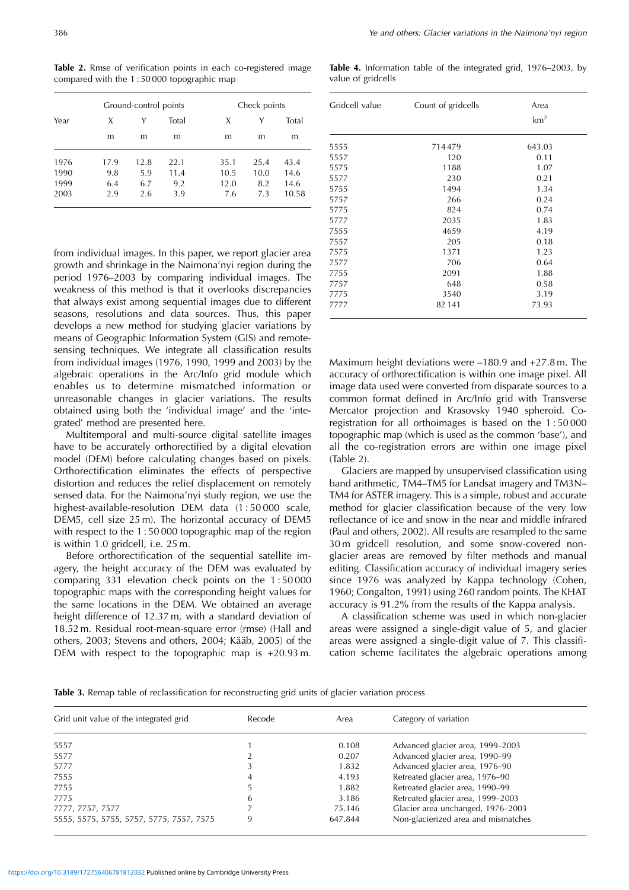**Table 2.** Rmse of verification points in each co-registered image compared with the 1 : 50 000 topographic map

| Year | Ground-control points | | | Check points | | |
|---|---|---|---|---|---|---|
| | X | Y | Total | X | Y | Total |
| | m | m | m | m | m | m |
| 1976 | 17.9 | 12.8 | 22.1 | 35.1 | 25.4 | 43.4 |
| 1990 | 9.8 | 5.9 | 11.4 | 10.5 | 10.0 | 14.6 |
| 1999 | 6.4 | 6.7 | 9.2 | 12.0 | 8.2 | 14.6 |
| 2003 | 2.9 | 2.6 | 3.9 | 7.6 | 7.3 | 10.58 |

from individual images. In this paper, we report glacier area growth and shrinkage in the Naimona'nyi region during the period 1976–2003 by comparing individual images. The weakness of this method is that it overlooks discrepancies that always exist among sequential images due to different seasons, resolutions and data sources. Thus, this paper develops a new method for studying glacier variations by means of Geographic Information System (GIS) and remote-sensing techniques. We integrate all classification results from individual images (1976, 1990, 1999 and 2003) by the algebraic operations in the Arc/Info grid module which enables us to determine mismatched information or unreasonable changes in glacier variations. The results obtained using both the 'individual image' and the 'integrated' method are presented here.

Multitemporal and multi-source digital satellite images have to be accurately orthorectified by a digital elevation model (DEM) before calculating changes based on pixels. Orthorectification eliminates the effects of perspective distortion and reduces the relief displacement on remotely sensed data. For the Naimona'nyi study region, we use the highest-available-resolution DEM data (1 : 50 000 scale, DEM5, cell size 25 m). The horizontal accuracy of DEM5 with respect to the 1 : 50 000 topographic map of the region is within 1.0 gridcell, i.e. 25 m.

Before orthorectification of the sequential satellite imagery, the height accuracy of the DEM was evaluated by comparing 331 elevation check points on the 1 : 50 000 topographic maps with the corresponding height values for the same locations in the DEM. We obtained an average height difference of 12.37 m, with a standard deviation of 18.52 m. Residual root-mean-square error (rmse) (Hall and others, 2003; Stevens and others, 2004; Kääb, 2005) of the DEM with respect to the topographic map is +20.93 m.

**Table 4.** Information table of the integrated grid, 1976–2003, by value of gridcells

| Gridcell value | Count of gridcells | Area |
|---|---|---|
| | | km$^2$ |
| 5555 | 714 479 | 643.03 |
| 5557 | 120 | 0.11 |
| 5575 | 1188 | 1.07 |
| 5577 | 230 | 0.21 |
| 5755 | 1494 | 1.34 |
| 5757 | 266 | 0.24 |
| 5775 | 824 | 0.74 |
| 5777 | 2035 | 1.83 |
| 7555 | 4659 | 4.19 |
| 7557 | 205 | 0.18 |
| 7575 | 1371 | 1.23 |
| 7577 | 706 | 0.64 |
| 7755 | 2091 | 1.88 |
| 7757 | 648 | 0.58 |
| 7775 | 3540 | 3.19 |
| 7777 | 82 141 | 73.93 |

Maximum height deviations were –180.9 and +27.8 m. The accuracy of orthorectification is within one image pixel. All image data used were converted from disparate sources to a common format defined in Arc/Info grid with Transverse Mercator projection and Krasovsky 1940 spheroid. Co-registration for all orthoimages is based on the 1 : 50 000 topographic map (which is used as the common 'base'), and all the co-registration errors are within one image pixel (Table 2).

Glaciers are mapped by unsupervised classification using band arithmetic, TM4–TM5 for Landsat imagery and TM3N–TM4 for ASTER imagery. This is a simple, robust and accurate method for glacier classification because of the very low reflectance of ice and snow in the near and middle infrared (Paul and others, 2002). All results are resampled to the same 30 m gridcell resolution, and some snow-covered non-glacier areas are removed by filter methods and manual editing. Classification accuracy of individual imagery series since 1976 was analyzed by Kappa technology (Cohen, 1960; Congalton, 1991) using 260 random points. The KHAT accuracy is 91.2% from the results of the Kappa analysis.

A classification scheme was used in which non-glacier areas were assigned a single-digit value of 5, and glacier areas were assigned a single-digit value of 7. This classification scheme facilitates the algebraic operations among

**Table 3.** Remap table of reclassification for reconstructing grid units of glacier variation process

| Grid unit value of the integrated grid | Recode | Area | Category of variation |
|---|---|---|---|
| 5557 | 1 | 0.108 | Advanced glacier area, 1999–2003 |
| 5577 | 2 | 0.207 | Advanced glacier area, 1990–99 |
| 5777 | 3 | 1.832 | Advanced glacier area, 1976–90 |
| 7555 | 4 | 4.193 | Retreated glacier area, 1976–90 |
| 7755 | 5 | 1.882 | Retreated glacier area, 1990–99 |
| 7775 | 6 | 3.186 | Retreated glacier area, 1999–2003 |
| 7777, 7757, 7577 | 7 | 75.146 | Glacier area unchanged, 1976–2003 |
| 5555, 5575, 5755, 5757, 5775, 7557, 7575 | 9 | 647.844 | Non-glacierized area and mismatches |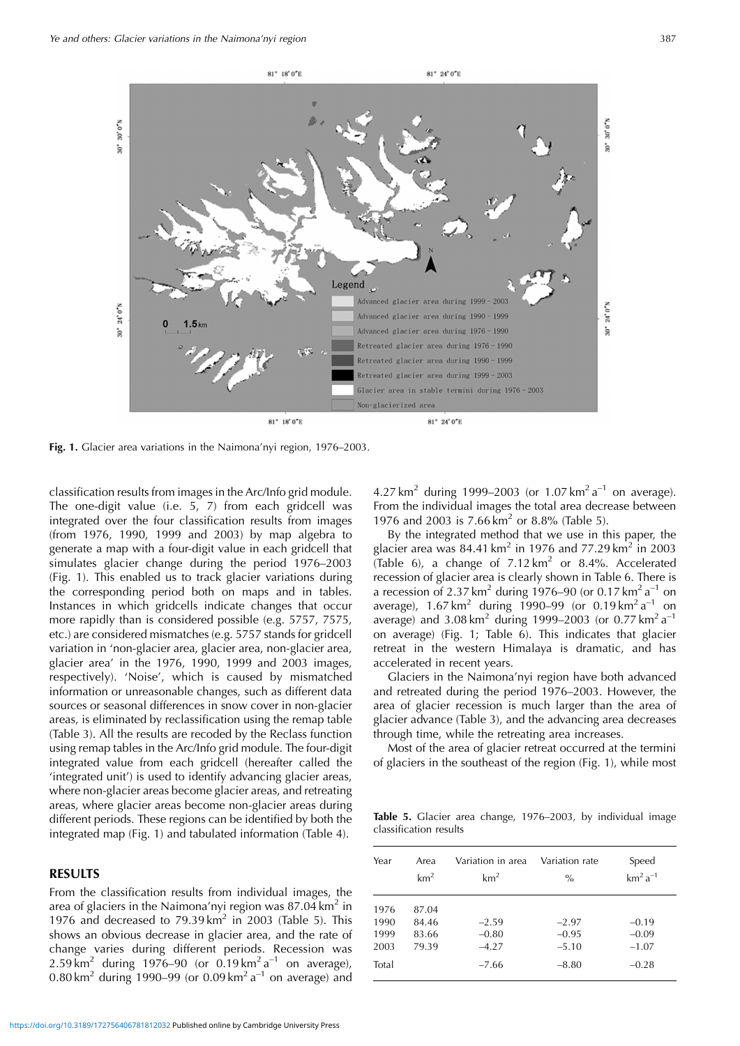**Fig. 1.** Glacier area variations in the Naimona'nyi region, 1976–2003.

classification results from images in the Arc/Info grid module. The one-digit value (i.e. 5, 7) from each gridcell was integrated over the four classification results from images (from 1976, 1990, 1999 and 2003) by map algebra to generate a map with a four-digit value in each gridcell that simulates glacier change during the period 1976–2003 (Fig. 1). This enabled us to track glacier variations during the corresponding period both on maps and in tables. Instances in which gridcells indicate changes that occur more rapidly than is considered possible (e.g. 5757, 7575, etc.) are considered mismatches (e.g. 5757 stands for gridcell variation in 'non-glacier area, glacier area, non-glacier area, glacier area' in the 1976, 1990, 1999 and 2003 images, respectively). 'Noise', which is caused by mismatched information or unreasonable changes, such as different data sources or seasonal differences in snow cover in non-glacier areas, is eliminated by reclassification using the remap table (Table 3). All the results are recoded by the Reclass function using remap tables in the Arc/Info grid module. The four-digit integrated value from each gridcell (hereafter called the 'integrated unit') is used to identify advancing glacier areas, where non-glacier areas become glacier areas, and retreating areas, where glacier areas become non-glacier areas during different periods. These regions can be identified by both the integrated map (Fig. 1) and tabulated information (Table 4).

## RESULTS

From the classification results from individual images, the area of glaciers in the Naimona'nyi region was 87.04 $km^2$ in 1976 and decreased to 79.39 $km^2$ in 2003 (Table 5). This shows an obvious decrease in glacier area, and the rate of change varies during different periods. Recession was 2.59 $km^2$ during 1976–90 (or 0.19 $km^2\,a^{-1}$ on average), 0.80 $km^2$ during 1990–99 (or 0.09 $km^2\,a^{-1}$ on average) and 4.27 $km^2$ during 1999–2003 (or 1.07 $km^2\,a^{-1}$ on average). From the individual images the total area decrease between 1976 and 2003 is 7.66 $km^2$ or 8.8% (Table 5).

By the integrated method that we use in this paper, the glacier area was 84.41 $km^2$ in 1976 and 77.29 $km^2$ in 2003 (Table 6), a change of 7.12 $km^2$ or 8.4%. Accelerated recession of glacier area is clearly shown in Table 6. There is a recession of 2.37 $km^2$ during 1976–90 (or 0.17 $km^2\,a^{-1}$ on average), 1.67 $km^2$ during 1990–99 (or 0.19 $km^2\,a^{-1}$ on average) and 3.08 $km^2$ during 1999–2003 (or 0.77 $km^2\,a^{-1}$ on average) (Fig. 1; Table 6). This indicates that glacier retreat in the western Himalaya is dramatic, and has accelerated in recent years.

Glaciers in the Naimona'nyi region have both advanced and retreated during the period 1976–2003. However, the area of glacier recession is much larger than the area of glacier advance (Table 3), and the advancing area decreases through time, while the retreating area increases.

Most of the area of glacier retreat occurred at the termini of glaciers in the southeast of the region (Fig. 1), while most

**Table 5.** Glacier area change, 1976–2003, by individual image classification results

| Year | Area $km^2$ | Variation in area $km^2$ | Variation rate % | Speed $km^2\,a^{-1}$ |
|---|---|---|---|---|
| 1976 | 87.04 | | | |
| 1990 | 84.46 | −2.59 | −2.97 | −0.19 |
| 1999 | 83.66 | −0.80 | −0.95 | −0.09 |
| 2003 | 79.39 | −4.27 | −5.10 | −1.07 |
| Total | | −7.66 | −8.80 | −0.28 |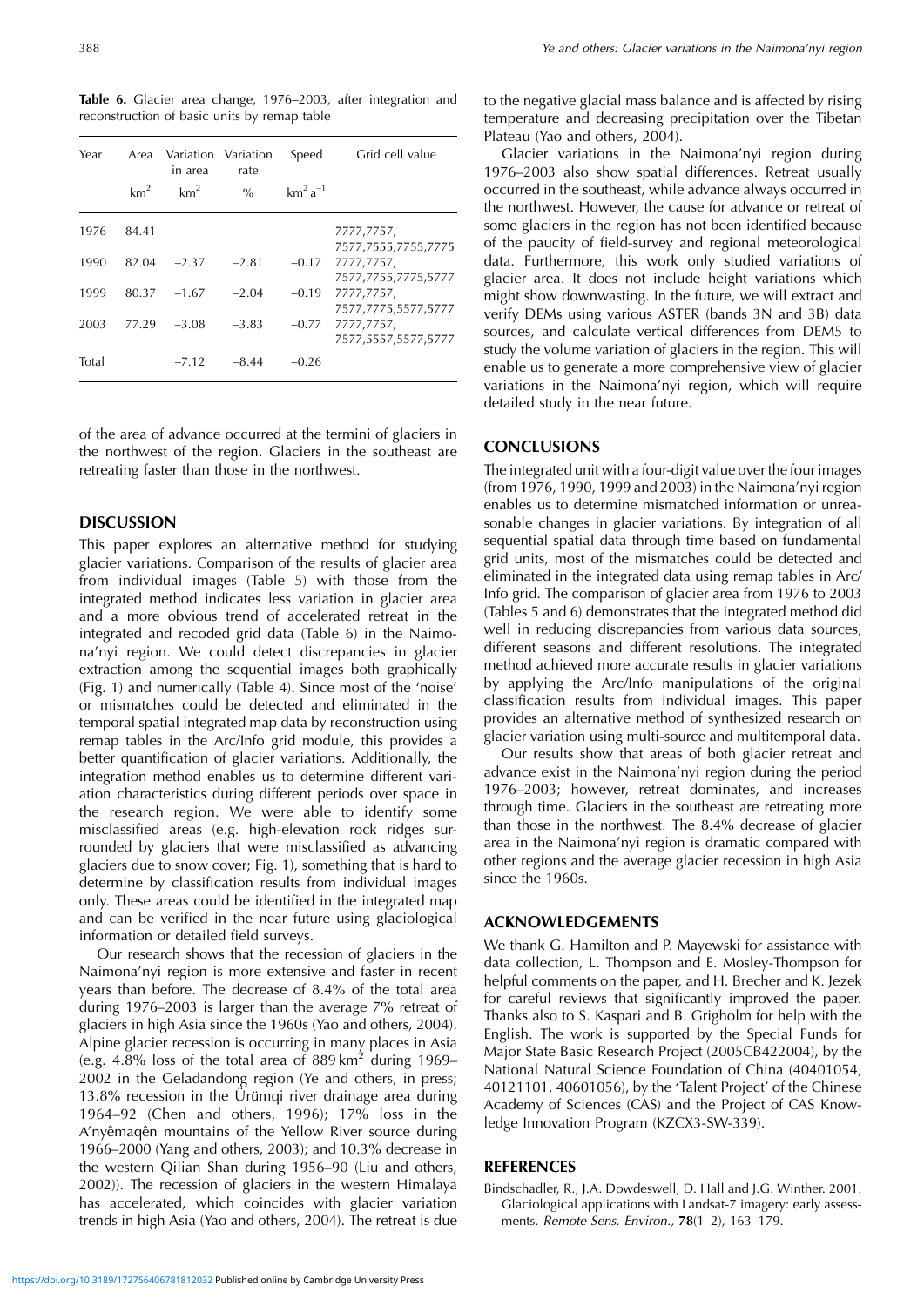**Table 6.** Glacier area change, 1976–2003, after integration and reconstruction of basic units by remap table

| Year | Area | Variation in area | Variation rate | Speed | Grid cell value |
|---|---|---|---|---|---|
| | $km^2$ | $km^2$ | % | $km^2\,a^{-1}$ | |
| 1976 | 84.41 | | | | 7777,7757, 7577,7555,7755,7775 |
| 1990 | 82.04 | −2.37 | −2.81 | −0.17 | 7777,7757, 7577,7755,7775,5777 |
| 1999 | 80.37 | −1.67 | −2.04 | −0.19 | 7777,7757, 7577,7775,5577,5777 |
| 2003 | 77.29 | −3.08 | −3.83 | −0.77 | 7777,7757, 7577,5557,5577,5777 |
| Total | | −7.12 | −8.44 | −0.26 | |

of the area of advance occurred at the termini of glaciers in the northwest of the region. Glaciers in the southeast are retreating faster than those in the northwest.

## DISCUSSION

This paper explores an alternative method for studying glacier variations. Comparison of the results of glacier area from individual images (Table 5) with those from the integrated method indicates less variation in glacier area and a more obvious trend of accelerated retreat in the integrated and recoded grid data (Table 6) in the Naimona'nyi region. We could detect discrepancies in glacier extraction among the sequential images both graphically (Fig. 1) and numerically (Table 4). Since most of the 'noise' or mismatches could be detected and eliminated in the temporal spatial integrated map data by reconstruction using remap tables in the Arc/Info grid module, this provides a better quantification of glacier variations. Additionally, the integration method enables us to determine different variation characteristics during different periods over space in the research region. We were able to identify some misclassified areas (e.g. high-elevation rock ridges surrounded by glaciers that were misclassified as advancing glaciers due to snow cover; Fig. 1), something that is hard to determine by classification results from individual images only. These areas could be identified in the integrated map and can be verified in the near future using glaciological information or detailed field surveys.

Our research shows that the recession of glaciers in the Naimona'nyi region is more extensive and faster in recent years than before. The decrease of 8.4% of the total area during 1976–2003 is larger than the average 7% retreat of glaciers in high Asia since the 1960s (Yao and others, 2004). Alpine glacier recession is occurring in many places in Asia (e.g. 4.8% loss of the total area of 889 $km^2$ during 1969–2002 in the Geladandong region (Ye and others, in press; 13.8% recession in the Ürümqi river drainage area during 1964–92 (Chen and others, 1996); 17% loss in the A'nyêmaqên mountains of the Yellow River source during 1966–2000 (Yang and others, 2003); and 10.3% decrease in the western Qilian Shan during 1956–90 (Liu and others, 2002)). The recession of glaciers in the western Himalaya has accelerated, which coincides with glacier variation trends in high Asia (Yao and others, 2004). The retreat is due to the negative glacial mass balance and is affected by rising temperature and decreasing precipitation over the Tibetan Plateau (Yao and others, 2004).

Glacier variations in the Naimona'nyi region during 1976–2003 also show spatial differences. Retreat usually occurred in the southeast, while advance always occurred in the northwest. However, the cause for advance or retreat of some glaciers in the region has not been identified because of the paucity of field-survey and regional meteorological data. Furthermore, this work only studied variations of glacier area. It does not include height variations which might show downwasting. In the future, we will extract and verify DEMs using various ASTER (bands 3N and 3B) data sources, and calculate vertical differences from DEM5 to study the volume variation of glaciers in the region. This will enable us to generate a more comprehensive view of glacier variations in the Naimona'nyi region, which will require detailed study in the near future.

## CONCLUSIONS

The integrated unit with a four-digit value over the four images (from 1976, 1990, 1999 and 2003) in the Naimona'nyi region enables us to determine mismatched information or unreasonable changes in glacier variations. By integration of all sequential spatial data through time based on fundamental grid units, most of the mismatches could be detected and eliminated in the integrated data using remap tables in Arc/Info grid. The comparison of glacier area from 1976 to 2003 (Tables 5 and 6) demonstrates that the integrated method did well in reducing discrepancies from various data sources, different seasons and different resolutions. The integrated method achieved more accurate results in glacier variations by applying the Arc/Info manipulations of the original classification results from individual images. This paper provides an alternative method of synthesized research on glacier variation using multi-source and multitemporal data.

Our results show that areas of both glacier retreat and advance exist in the Naimona'nyi region during the period 1976–2003; however, retreat dominates, and increases through time. Glaciers in the southeast are retreating more than those in the northwest. The 8.4% decrease of glacier area in the Naimona'nyi region is dramatic compared with other regions and the average glacier recession in high Asia since the 1960s.

## ACKNOWLEDGEMENTS

We thank G. Hamilton and P. Mayewski for assistance with data collection, L. Thompson and E. Mosley-Thompson for helpful comments on the paper, and H. Brecher and K. Jezek for careful reviews that significantly improved the paper. Thanks also to S. Kaspari and B. Grigholm for help with the English. The work is supported by the Special Funds for Major State Basic Research Project (2005CB422004), by the National Natural Science Foundation of China (40401054, 40121101, 40601056), by the 'Talent Project' of the Chinese Academy of Sciences (CAS) and the Project of CAS Knowledge Innovation Program (KZCX3-SW-339).

## REFERENCES

Bindschadler, R., J.A. Dowdeswell, D. Hall and J.G. Winther. 2001. Glaciological applications with Landsat-7 imagery: early assessments. *Remote Sens. Environ.,* **78**(1–2), 163–179.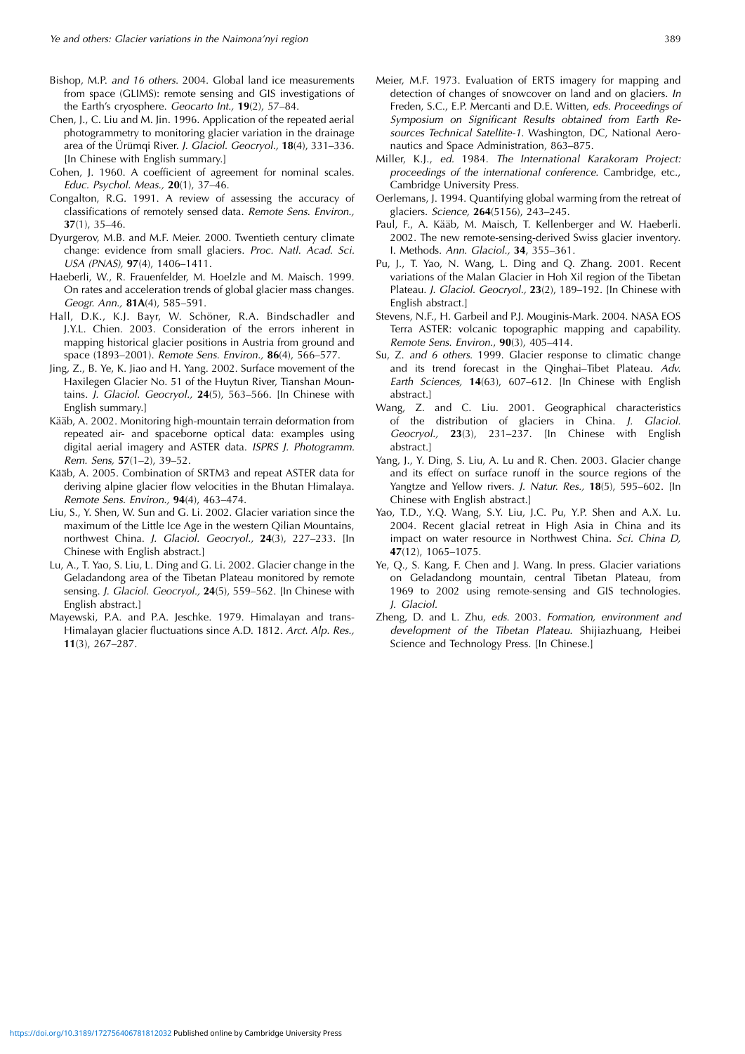Bishop, M.P. *and 16 others*. 2004. Global land ice measurements from space (GLIMS): remote sensing and GIS investigations of the Earth's cryosphere. *Geocarto Int.,* **19**(2), 57–84.

Chen, J., C. Liu and M. Jin. 1996. Application of the repeated aerial photogrammetry to monitoring glacier variation in the drainage area of the Ürümqi River. *J. Glaciol. Geocryol.,* **18**(4), 331–336. [In Chinese with English summary.]

Cohen, J. 1960. A coefficient of agreement for nominal scales. *Educ. Psychol. Meas.,* **20**(1), 37–46.

Congalton, R.G. 1991. A review of assessing the accuracy of classifications of remotely sensed data. *Remote Sens. Environ.,* **37**(1), 35–46.

Dyurgerov, M.B. and M.F. Meier. 2000. Twentieth century climate change: evidence from small glaciers. *Proc. Natl. Acad. Sci. USA (PNAS),* **97**(4), 1406–1411.

Haeberli, W., R. Frauenfelder, M. Hoelzle and M. Maisch. 1999. On rates and acceleration trends of global glacier mass changes. *Geogr. Ann.,* **81A**(4), 585–591.

Hall, D.K., K.J. Bayr, W. Schöner, R.A. Bindschadler and J.Y.L. Chien. 2003. Consideration of the errors inherent in mapping historical glacier positions in Austria from ground and space (1893–2001). *Remote Sens. Environ.,* **86**(4), 566–577.

Jing, Z., B. Ye, K. Jiao and H. Yang. 2002. Surface movement of the Haxilegen Glacier No. 51 of the Huytun River, Tianshan Mountains. *J. Glaciol. Geocryol.,* **24**(5), 563–566. [In Chinese with English summary.]

Kääb, A. 2002. Monitoring high-mountain terrain deformation from repeated air- and spaceborne optical data: examples using digital aerial imagery and ASTER data. *ISPRS J. Photogramm. Rem. Sens,* **57**(1–2), 39–52.

Kääb, A. 2005. Combination of SRTM3 and repeat ASTER data for deriving alpine glacier flow velocities in the Bhutan Himalaya. *Remote Sens. Environ.,* **94**(4), 463–474.

Liu, S., Y. Shen, W. Sun and G. Li. 2002. Glacier variation since the maximum of the Little Ice Age in the western Qilian Mountains, northwest China. *J. Glaciol. Geocryol.,* **24**(3), 227–233. [In Chinese with English abstract.]

Lu, A., T. Yao, S. Liu, L. Ding and G. Li. 2002. Glacier change in the Geladandong area of the Tibetan Plateau monitored by remote sensing. *J. Glaciol. Geocryol.,* **24**(5), 559–562. [In Chinese with English abstract.]

Mayewski, P.A. and P.A. Jeschke. 1979. Himalayan and trans-Himalayan glacier fluctuations since A.D. 1812. *Arct. Alp. Res.,* **11**(3), 267–287.

Meier, M.F. 1973. Evaluation of ERTS imagery for mapping and detection of changes of snowcover on land and on glaciers. *In* Freden, S.C., E.P. Mercanti and D.E. Witten, *eds. Proceedings of Symposium on Significant Results obtained from Earth Resources Technical Satellite-1.* Washington, DC, National Aeronautics and Space Administration, 863–875.

Miller, K.J., *ed.* 1984. *The International Karakoram Project: proceedings of the international conference.* Cambridge, etc., Cambridge University Press.

Oerlemans, J. 1994. Quantifying global warming from the retreat of glaciers. *Science,* **264**(5156), 243–245.

Paul, F., A. Kääb, M. Maisch, T. Kellenberger and W. Haeberli. 2002. The new remote-sensing-derived Swiss glacier inventory. I. Methods. *Ann. Glaciol.,* **34**, 355–361.

Pu, J., T. Yao, N. Wang, L. Ding and Q. Zhang. 2001. Recent variations of the Malan Glacier in Hoh Xil region of the Tibetan Plateau. *J. Glaciol. Geocryol.,* **23**(2), 189–192. [In Chinese with English abstract.]

Stevens, N.F., H. Garbeil and P.J. Mouginis-Mark. 2004. NASA EOS Terra ASTER: volcanic topographic mapping and capability. *Remote Sens. Environ.,* **90**(3), 405–414.

Su, Z. *and 6 others.* 1999. Glacier response to climatic change and its trend forecast in the Qinghai–Tibet Plateau. *Adv. Earth Sciences,* **14**(63), 607–612. [In Chinese with English abstract.]

Wang, Z. and C. Liu. 2001. Geographical characteristics of the distribution of glaciers in China. *J. Glaciol. Geocryol.,* **23**(3), 231–237. [In Chinese with English abstract.]

Yang, J., Y. Ding, S. Liu, A. Lu and R. Chen. 2003. Glacier change and its effect on surface runoff in the source regions of the Yangtze and Yellow rivers. *J. Natur. Res.,* **18**(5), 595–602. [In Chinese with English abstract.]

Yao, T.D., Y.Q. Wang, S.Y. Liu, J.C. Pu, Y.P. Shen and A.X. Lu. 2004. Recent glacial retreat in High Asia in China and its impact on water resource in Northwest China. *Sci. China D,* **47**(12), 1065–1075.

Ye, Q., S. Kang, F. Chen and J. Wang. In press. Glacier variations on Geladandong mountain, central Tibetan Plateau, from 1969 to 2002 using remote-sensing and GIS technologies. *J. Glaciol.*

Zheng, D. and L. Zhu, *eds.* 2003. *Formation, environment and development of the Tibetan Plateau.* Shijiazhuang, Heibei Science and Technology Press. [In Chinese.]